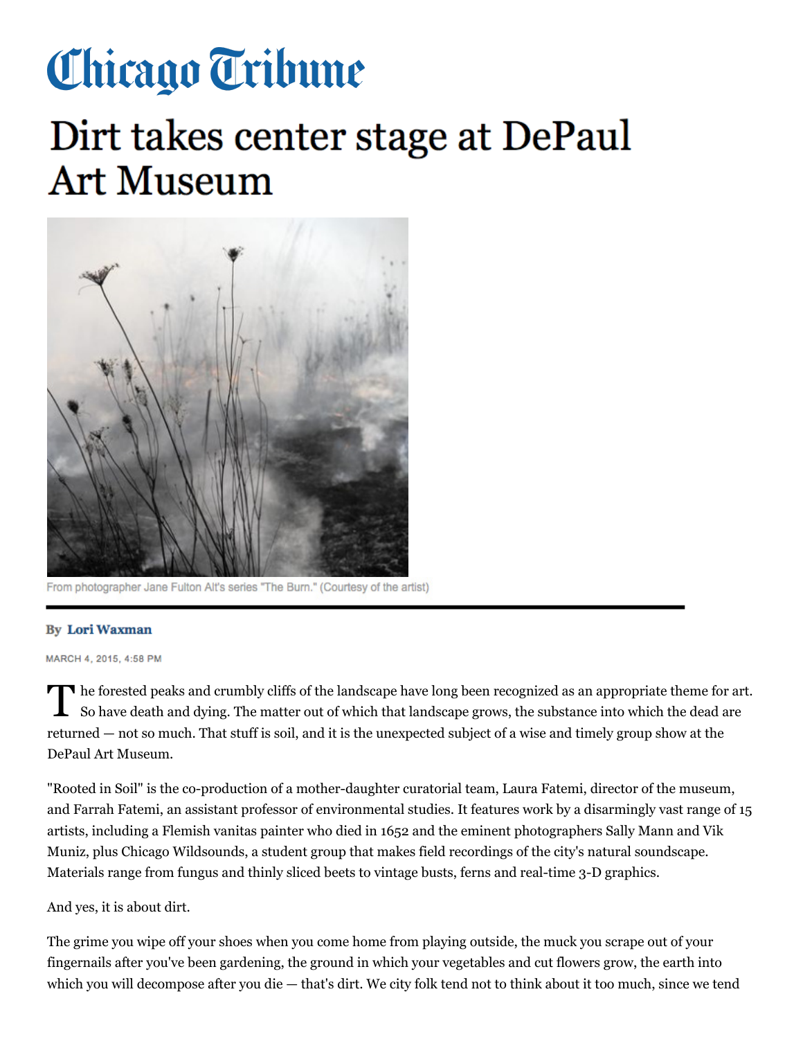# Chicago Tribune

# Dirt takes center stage at DePaul Art Museum

From photographer Jane Fulton Alt's series "The Burn." (Courtesy of the artist)

By **Lori Waxman**

MARCH 4, 2015, 4:58 PM

The forested peaks and crumbly cliffs of the landscape have long been recognized as an appropriate theme for art. So have death and dying. The matter out of which that landscape grows, the substance into which the dead are returned — not so much. That stuff is soil, and it is the unexpected subject of a wise and timely group show at the DePaul Art Museum.

"Rooted in Soil" is the co-production of a mother-daughter curatorial team, Laura Fatemi, director of the museum, and Farrah Fatemi, an assistant professor of environmental studies. It features work by a disarmingly vast range of 15 artists, including a Flemish vanitas painter who died in 1652 and the eminent photographers Sally Mann and Vik Muniz, plus Chicago Wildsounds, a student group that makes field recordings of the city's natural soundscape. Materials range from fungus and thinly sliced beets to vintage busts, ferns and real-time 3-D graphics.

And yes, it is about dirt.

The grime you wipe off your shoes when you come home from playing outside, the muck you scrape out of your fingernails after you've been gardening, the ground in which your vegetables and cut flowers grow, the earth into which you will decompose after you die — that's dirt. We city folk tend not to think about it too much, since we tend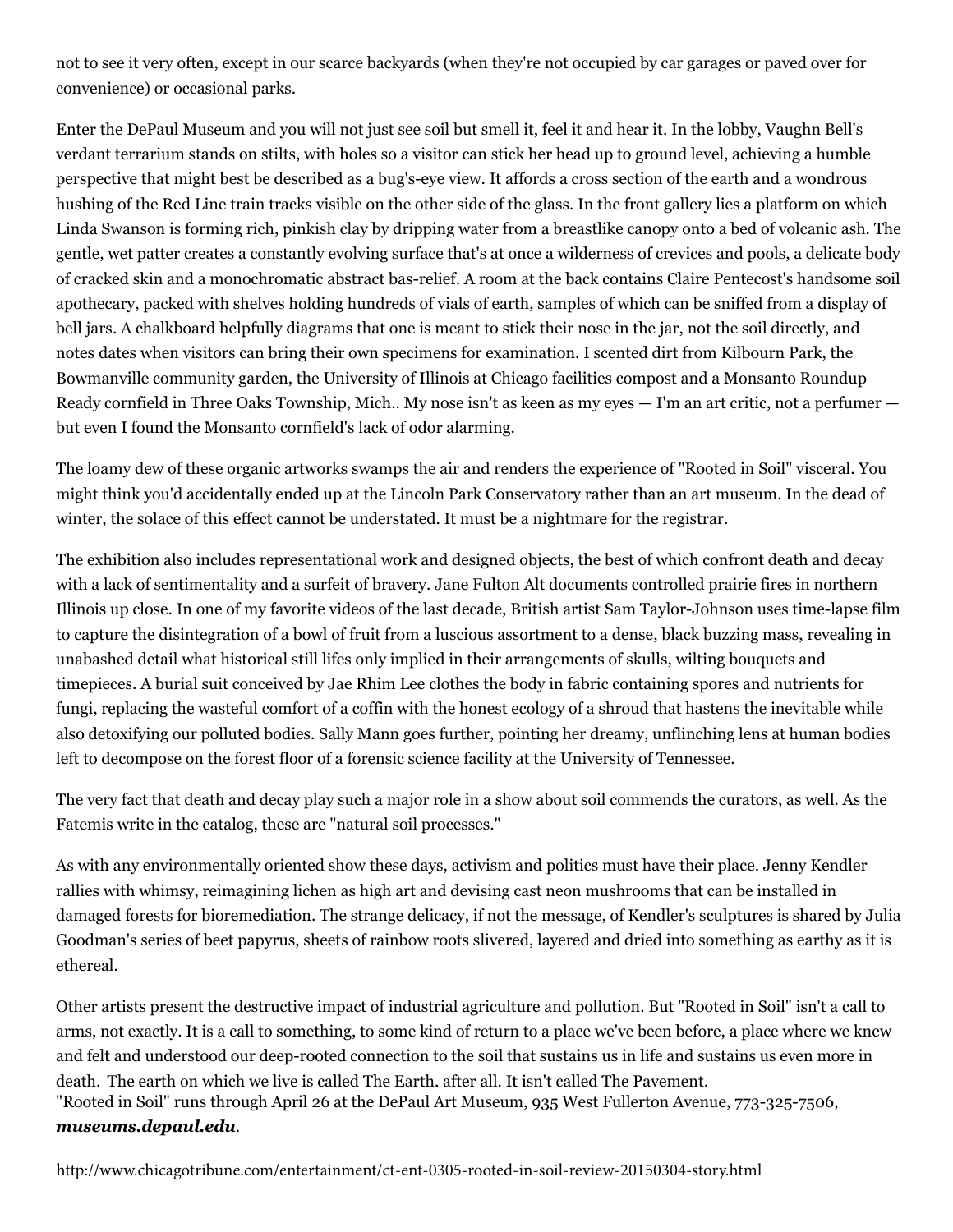not to see it very often, except in our scarce backyards (when they're not occupied by car garages or paved over for convenience) or occasional parks.

Enter the DePaul Museum and you will not just see soil but smell it, feel it and hear it. In the lobby, Vaughn Bell's verdant terrarium stands on stilts, with holes so a visitor can stick her head up to ground level, achieving a humble perspective that might best be described as a bug's-eye view. It affords a cross section of the earth and a wondrous hushing of the Red Line train tracks visible on the other side of the glass. In the front gallery lies a platform on which Linda Swanson is forming rich, pinkish clay by dripping water from a breastlike canopy onto a bed of volcanic ash. The gentle, wet patter creates a constantly evolving surface that's at once a wilderness of crevices and pools, a delicate body of cracked skin and a monochromatic abstract bas-relief. A room at the back contains Claire Pentecost's handsome soil apothecary, packed with shelves holding hundreds of vials of earth, samples of which can be sniffed from a display of bell jars. A chalkboard helpfully diagrams that one is meant to stick their nose in the jar, not the soil directly, and notes dates when visitors can bring their own specimens for examination. I scented dirt from Kilbourn Park, the Bowmanville community garden, the University of Illinois at Chicago facilities compost and a Monsanto Roundup Ready cornfield in Three Oaks Township, Mich.. My nose isn't as keen as my eyes — I'm an art critic, not a perfumer — but even I found the Monsanto cornfield's lack of odor alarming.

The loamy dew of these organic artworks swamps the air and renders the experience of "Rooted in Soil" visceral. You might think you'd accidentally ended up at the Lincoln Park Conservatory rather than an art museum. In the dead of winter, the solace of this effect cannot be understated. It must be a nightmare for the registrar.

The exhibition also includes representational work and designed objects, the best of which confront death and decay with a lack of sentimentality and a surfeit of bravery. Jane Fulton Alt documents controlled prairie fires in northern Illinois up close. In one of my favorite videos of the last decade, British artist Sam Taylor-Johnson uses time-lapse film to capture the disintegration of a bowl of fruit from a luscious assortment to a dense, black buzzing mass, revealing in unabashed detail what historical still lifes only implied in their arrangements of skulls, wilting bouquets and timepieces. A burial suit conceived by Jae Rhim Lee clothes the body in fabric containing spores and nutrients for fungi, replacing the wasteful comfort of a coffin with the honest ecology of a shroud that hastens the inevitable while also detoxifying our polluted bodies. Sally Mann goes further, pointing her dreamy, unflinching lens at human bodies left to decompose on the forest floor of a forensic science facility at the University of Tennessee.

The very fact that death and decay play such a major role in a show about soil commends the curators, as well. As the Fatemis write in the catalog, these are "natural soil processes."

As with any environmentally oriented show these days, activism and politics must have their place. Jenny Kendler rallies with whimsy, reimagining lichen as high art and devising cast neon mushrooms that can be installed in damaged forests for bioremediation. The strange delicacy, if not the message, of Kendler's sculptures is shared by Julia Goodman's series of beet papyrus, sheets of rainbow roots slivered, layered and dried into something as earthy as it is ethereal.

Other artists present the destructive impact of industrial agriculture and pollution. But "Rooted in Soil" isn't a call to arms, not exactly. It is a call to something, to some kind of return to a place we've been before, a place where we knew and felt and understood our deep-rooted connection to the soil that sustains us in life and sustains us even more in death. The earth on which we live is called The Earth, after all. It isn't called The Pavement.

"Rooted in Soil" runs through April 26 at the DePaul Art Museum, 935 West Fullerton Avenue, 773-325-7506, ***museums.depaul.edu***.

http://www.chicagotribune.com/entertainment/ct-ent-0305-rooted-in-soil-review-20150304-story.html